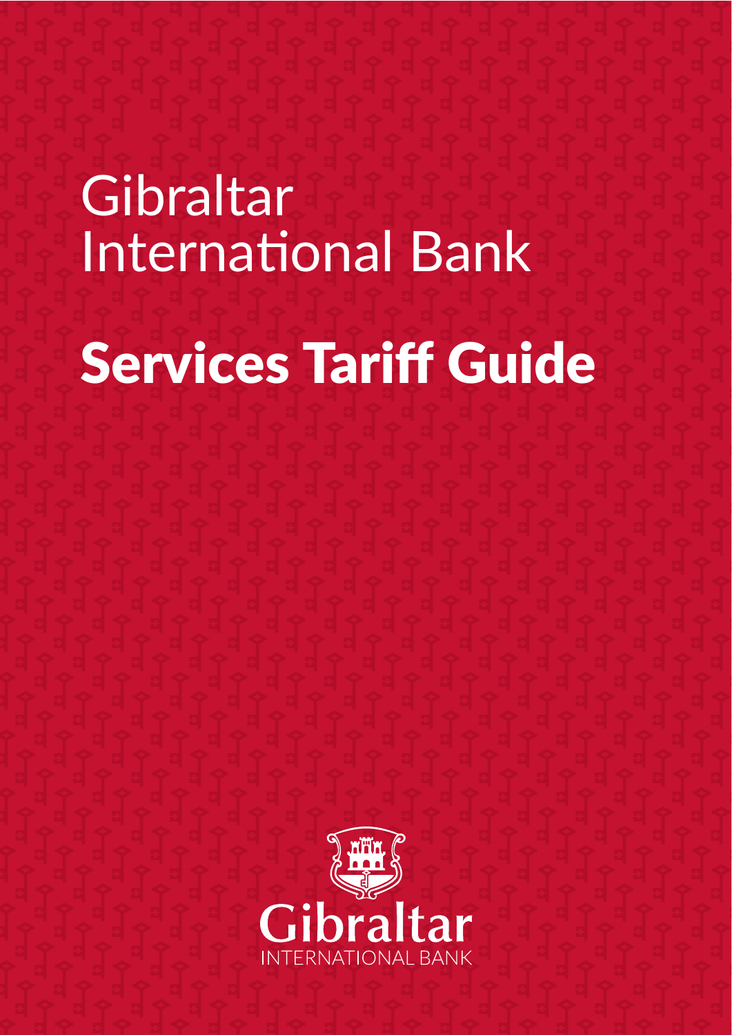# Gibraltar International Bank

# Services Tariff Guide

Gibraltar
INTERNATIONAL BANK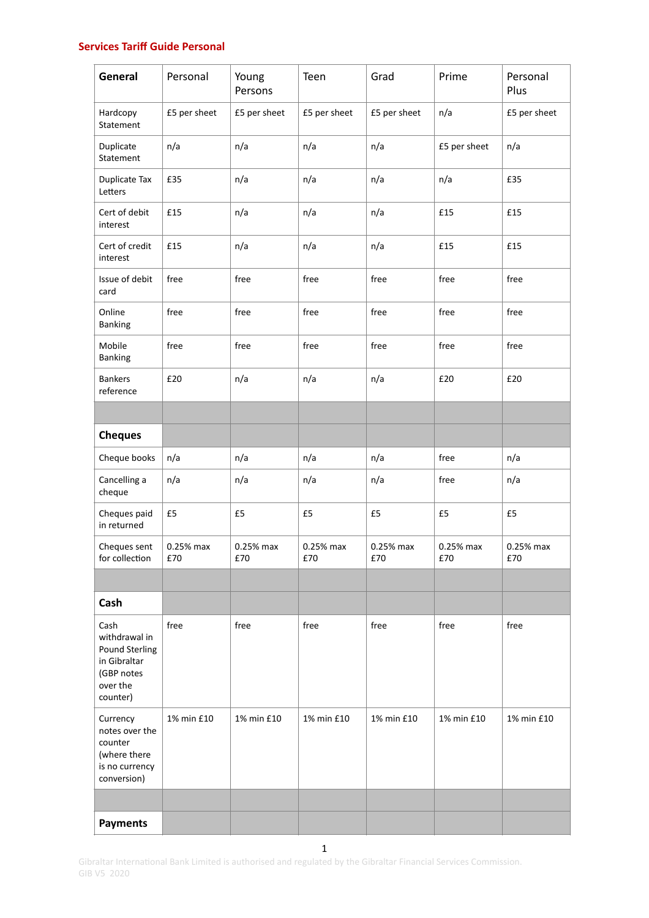## Services Tariff Guide Personal

| General | Personal | Young Persons | Teen | Grad | Prime | Personal Plus |
|---|---|---|---|---|---|---|
| Hardcopy Statement | £5 per sheet | £5 per sheet | £5 per sheet | £5 per sheet | n/a | £5 per sheet |
| Duplicate Statement | n/a | n/a | n/a | n/a | £5 per sheet | n/a |
| Duplicate Tax Letters | £35 | n/a | n/a | n/a | n/a | £35 |
| Cert of debit interest | £15 | n/a | n/a | n/a | £15 | £15 |
| Cert of credit interest | £15 | n/a | n/a | n/a | £15 | £15 |
| Issue of debit card | free | free | free | free | free | free |
| Online Banking | free | free | free | free | free | free |
| Mobile Banking | free | free | free | free | free | free |
| Bankers reference | £20 | n/a | n/a | n/a | £20 | £20 |
| | | | | | | |
| **Cheques** | | | | | | |
| Cheque books | n/a | n/a | n/a | n/a | free | n/a |
| Cancelling a cheque | n/a | n/a | n/a | n/a | free | n/a |
| Cheques paid in returned | £5 | £5 | £5 | £5 | £5 | £5 |
| Cheques sent for collection | 0.25% max £70 | 0.25% max £70 | 0.25% max £70 | 0.25% max £70 | 0.25% max £70 | 0.25% max £70 |
| | | | | | | |
| **Cash** | | | | | | |
| Cash withdrawal in Pound Sterling in Gibraltar (GBP notes over the counter) | free | free | free | free | free | free |
| Currency notes over the counter (where there is no currency conversion) | 1% min £10 | 1% min £10 | 1% min £10 | 1% min £10 | 1% min £10 | 1% min £10 |
| | | | | | | |
| **Payments** | | | | | | |

Gibraltar International Bank Limited is authorised and regulated by the Gibraltar Financial Services Commission.
GIB V5 2020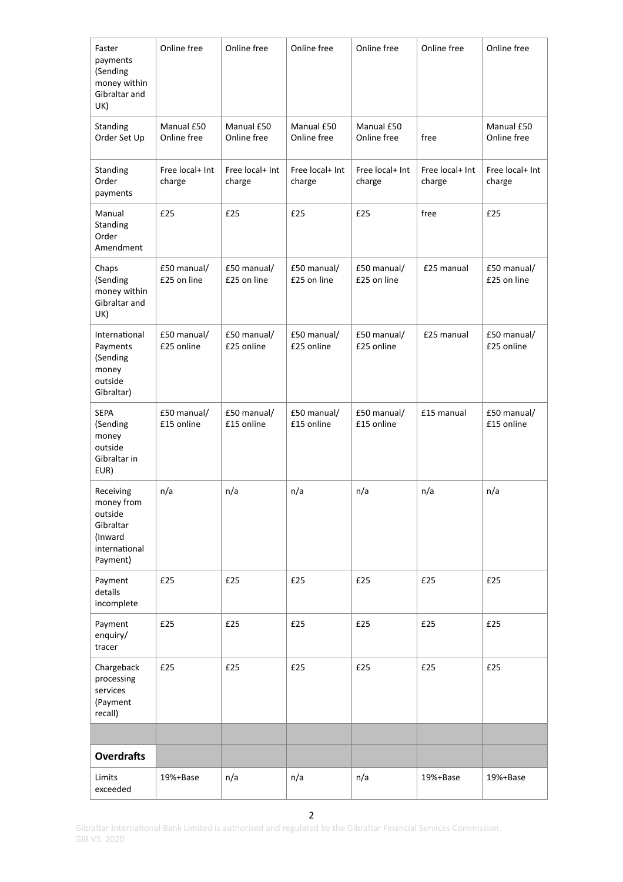| | | | | | | |
|---|---|---|---|---|---|---|
| Faster payments (Sending money within Gibraltar and UK) | Online free | Online free | Online free | Online free | Online free | Online free |
| Standing Order Set Up | Manual £50 Online free | Manual £50 Online free | Manual £50 Online free | Manual £50 Online free | free | Manual £50 Online free |
| Standing Order payments | Free local+ Int charge | Free local+ Int charge | Free local+ Int charge | Free local+ Int charge | Free local+ Int charge | Free local+ Int charge |
| Manual Standing Order Amendment | £25 | £25 | £25 | £25 | free | £25 |
| Chaps (Sending money within Gibraltar and UK) | £50 manual/ £25 on line | £50 manual/ £25 on line | £50 manual/ £25 on line | £50 manual/ £25 on line | £25 manual | £50 manual/ £25 on line |
| International Payments (Sending money outside Gibraltar) | £50 manual/ £25 online | £50 manual/ £25 online | £50 manual/ £25 online | £50 manual/ £25 online | £25 manual | £50 manual/ £25 online |
| SEPA (Sending money outside Gibraltar in EUR) | £50 manual/ £15 online | £50 manual/ £15 online | £50 manual/ £15 online | £50 manual/ £15 online | £15 manual | £50 manual/ £15 online |
| Receiving money from outside Gibraltar (Inward international Payment) | n/a | n/a | n/a | n/a | n/a | n/a |
| Payment details incomplete | £25 | £25 | £25 | £25 | £25 | £25 |
| Payment enquiry/ tracer | £25 | £25 | £25 | £25 | £25 | £25 |
| Chargeback processing services (Payment recall) | £25 | £25 | £25 | £25 | £25 | £25 |
| | | | | | | |
| **Overdrafts** | | | | | | |
| Limits exceeded | 19%+Base | n/a | n/a | n/a | 19%+Base | 19%+Base |

Gibraltar International Bank Limited is authorised and regulated by the Gibraltar Financial Services Commission.
GIB V5 2020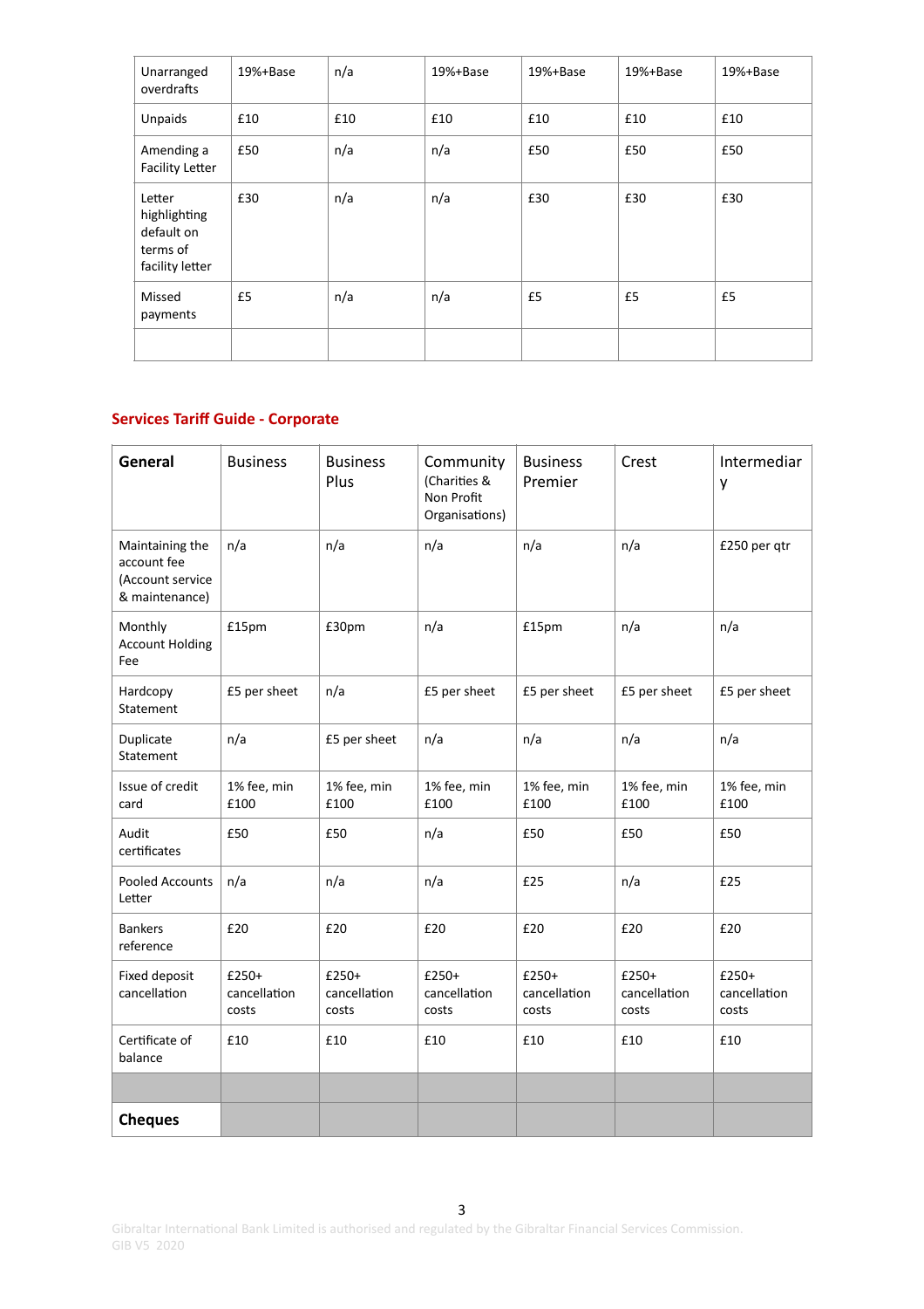| | | | | | | |
|---|---|---|---|---|---|---|
| Unarranged overdrafts | 19%+Base | n/a | 19%+Base | 19%+Base | 19%+Base | 19%+Base |
| Unpaids | £10 | £10 | £10 | £10 | £10 | £10 |
| Amending a Facility Letter | £50 | n/a | n/a | £50 | £50 | £50 |
| Letter highlighting default on terms of facility letter | £30 | n/a | n/a | £30 | £30 | £30 |
| Missed payments | £5 | n/a | n/a | £5 | £5 | £5 |
| | | | | | | |

## Services Tariff Guide - Corporate

| **General** | Business | Business Plus | Community (Charities & Non Profit Organisations) | Business Premier | Crest | Intermediary |
|---|---|---|---|---|---|---|
| Maintaining the account fee (Account service & maintenance) | n/a | n/a | n/a | n/a | n/a | £250 per qtr |
| Monthly Account Holding Fee | £15pm | £30pm | n/a | £15pm | n/a | n/a |
| Hardcopy Statement | £5 per sheet | n/a | £5 per sheet | £5 per sheet | £5 per sheet | £5 per sheet |
| Duplicate Statement | n/a | £5 per sheet | n/a | n/a | n/a | n/a |
| Issue of credit card | 1% fee, min £100 | 1% fee, min £100 | 1% fee, min £100 | 1% fee, min £100 | 1% fee, min £100 | 1% fee, min £100 |
| Audit certificates | £50 | £50 | n/a | £50 | £50 | £50 |
| Pooled Accounts Letter | n/a | n/a | n/a | £25 | n/a | £25 |
| Bankers reference | £20 | £20 | £20 | £20 | £20 | £20 |
| Fixed deposit cancellation | £250+ cancellation costs | £250+ cancellation costs | £250+ cancellation costs | £250+ cancellation costs | £250+ cancellation costs | £250+ cancellation costs |
| Certificate of balance | £10 | £10 | £10 | £10 | £10 | £10 |
| | | | | | | |
| **Cheques** | | | | | | |

Gibraltar International Bank Limited is authorised and regulated by the Gibraltar Financial Services Commission.
GIB V5 2020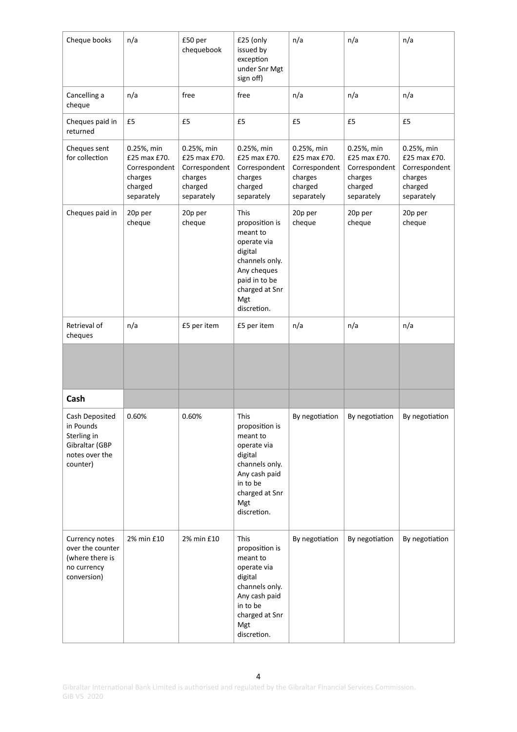| Cheque books | n/a | £50 per chequebook | £25 (only issued by exception under Snr Mgt sign off) | n/a | n/a | n/a |
|---|---|---|---|---|---|---|
| Cancelling a cheque | n/a | free | free | n/a | n/a | n/a |
| Cheques paid in returned | £5 | £5 | £5 | £5 | £5 | £5 |
| Cheques sent for collection | 0.25%, min £25 max £70. Correspondent charges charged separately | 0.25%, min £25 max £70. Correspondent charges charged separately | 0.25%, min £25 max £70. Correspondent charges charged separately | 0.25%, min £25 max £70. Correspondent charges charged separately | 0.25%, min £25 max £70. Correspondent charges charged separately | 0.25%, min £25 max £70. Correspondent charges charged separately |
| Cheques paid in | 20p per cheque | 20p per cheque | This proposition is meant to operate via digital channels only. Any cheques paid in to be charged at Snr Mgt discretion. | 20p per cheque | 20p per cheque | 20p per cheque |
| Retrieval of cheques | n/a | £5 per item | £5 per item | n/a | n/a | n/a |
| | | | | | | |
| **Cash** | | | | | | |
| Cash Deposited in Pounds Sterling in Gibraltar (GBP notes over the counter) | 0.60% | 0.60% | This proposition is meant to operate via digital channels only. Any cash paid in to be charged at Snr Mgt discretion. | By negotiation | By negotiation | By negotiation |
| Currency notes over the counter (where there is no currency conversion) | 2% min £10 | 2% min £10 | This proposition is meant to operate via digital channels only. Any cash paid in to be charged at Snr Mgt discretion. | By negotiation | By negotiation | By negotiation |

Gibraltar International Bank Limited is authorised and regulated by the Gibraltar Financial Services Commission.
GIB V5 2020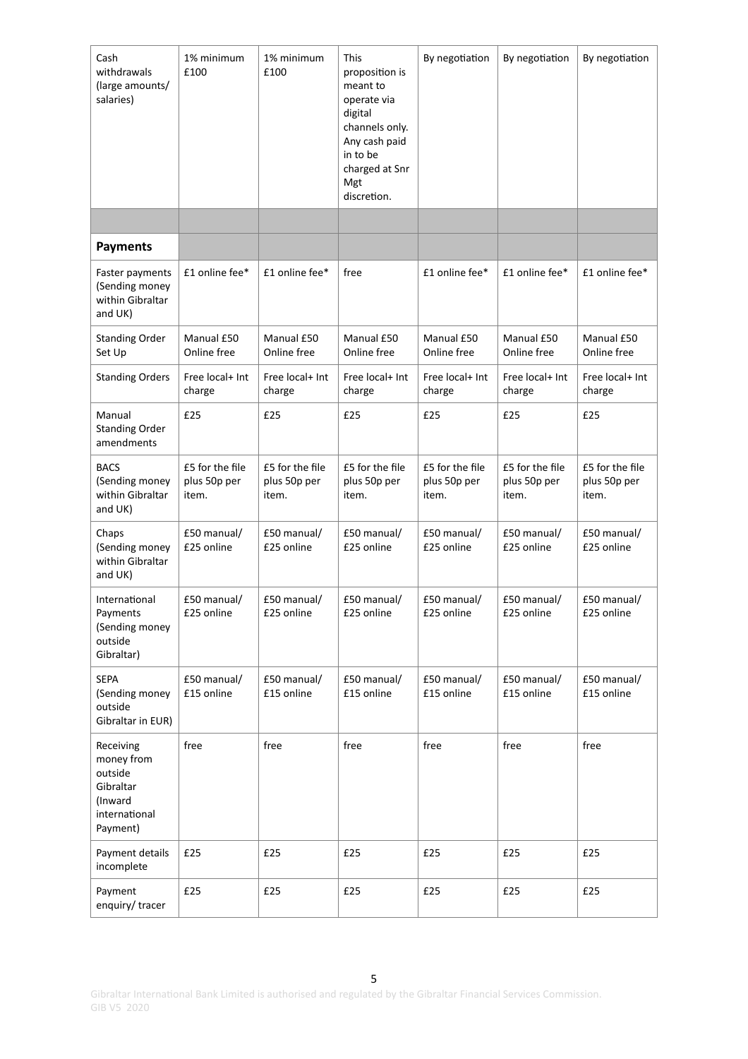| | | | | | | |
|---|---|---|---|---|---|---|
| Cash withdrawals (large amounts/ salaries) | 1% minimum £100 | 1% minimum £100 | This proposition is meant to operate via digital channels only. Any cash paid in to be charged at Snr Mgt discretion. | By negotiation | By negotiation | By negotiation |
| | | | | | | |
| **Payments** | | | | | | |
| Faster payments (Sending money within Gibraltar and UK) | £1 online fee* | £1 online fee* | free | £1 online fee* | £1 online fee* | £1 online fee* |
| Standing Order Set Up | Manual £50 Online free | Manual £50 Online free | Manual £50 Online free | Manual £50 Online free | Manual £50 Online free | Manual £50 Online free |
| Standing Orders | Free local+ Int charge | Free local+ Int charge | Free local+ Int charge | Free local+ Int charge | Free local+ Int charge | Free local+ Int charge |
| Manual Standing Order amendments | £25 | £25 | £25 | £25 | £25 | £25 |
| BACS (Sending money within Gibraltar and UK) | £5 for the file plus 50p per item. | £5 for the file plus 50p per item. | £5 for the file plus 50p per item. | £5 for the file plus 50p per item. | £5 for the file plus 50p per item. | £5 for the file plus 50p per item. |
| Chaps (Sending money within Gibraltar and UK) | £50 manual/ £25 online | £50 manual/ £25 online | £50 manual/ £25 online | £50 manual/ £25 online | £50 manual/ £25 online | £50 manual/ £25 online |
| International Payments (Sending money outside Gibraltar) | £50 manual/ £25 online | £50 manual/ £25 online | £50 manual/ £25 online | £50 manual/ £25 online | £50 manual/ £25 online | £50 manual/ £25 online |
| SEPA (Sending money outside Gibraltar in EUR) | £50 manual/ £15 online | £50 manual/ £15 online | £50 manual/ £15 online | £50 manual/ £15 online | £50 manual/ £15 online | £50 manual/ £15 online |
| Receiving money from outside Gibraltar (Inward international Payment) | free | free | free | free | free | free |
| Payment details incomplete | £25 | £25 | £25 | £25 | £25 | £25 |
| Payment enquiry/ tracer | £25 | £25 | £25 | £25 | £25 | £25 |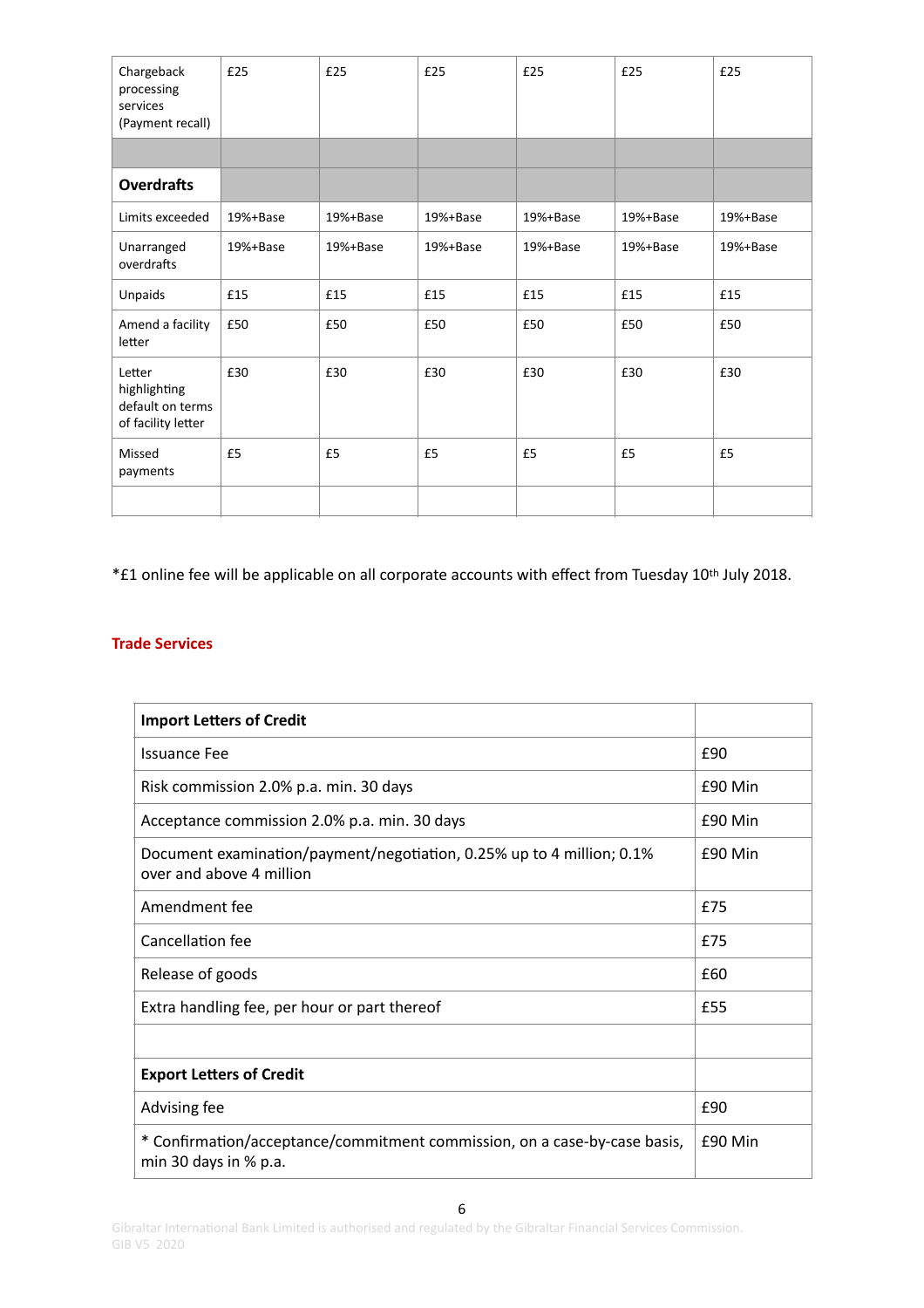| | | | | | | |
|---|---|---|---|---|---|---|
| Chargeback processing services (Payment recall) | £25 | £25 | £25 | £25 | £25 | £25 |
| | | | | | | |
| **Overdrafts** | | | | | | |
| Limits exceeded | 19%+Base | 19%+Base | 19%+Base | 19%+Base | 19%+Base | 19%+Base |
| Unarranged overdrafts | 19%+Base | 19%+Base | 19%+Base | 19%+Base | 19%+Base | 19%+Base |
| Unpaids | £15 | £15 | £15 | £15 | £15 | £15 |
| Amend a facility letter | £50 | £50 | £50 | £50 | £50 | £50 |
| Letter highlighting default on terms of facility letter | £30 | £30 | £30 | £30 | £30 | £30 |
| Missed payments | £5 | £5 | £5 | £5 | £5 | £5 |
| | | | | | | |

*£1 online fee will be applicable on all corporate accounts with effect from Tuesday 10th July 2018.

## Trade Services

| **Import Letters of Credit** | |
|---|---|
| Issuance Fee | £90 |
| Risk commission 2.0% p.a. min. 30 days | £90 Min |
| Acceptance commission 2.0% p.a. min. 30 days | £90 Min |
| Document examination/payment/negotiation, 0.25% up to 4 million; 0.1% over and above 4 million | £90 Min |
| Amendment fee | £75 |
| Cancellation fee | £75 |
| Release of goods | £60 |
| Extra handling fee, per hour or part thereof | £55 |
| | |
| **Export Letters of Credit** | |
| Advising fee | £90 |
| * Confirmation/acceptance/commitment commission, on a case-by-case basis, min 30 days in % p.a. | £90 Min |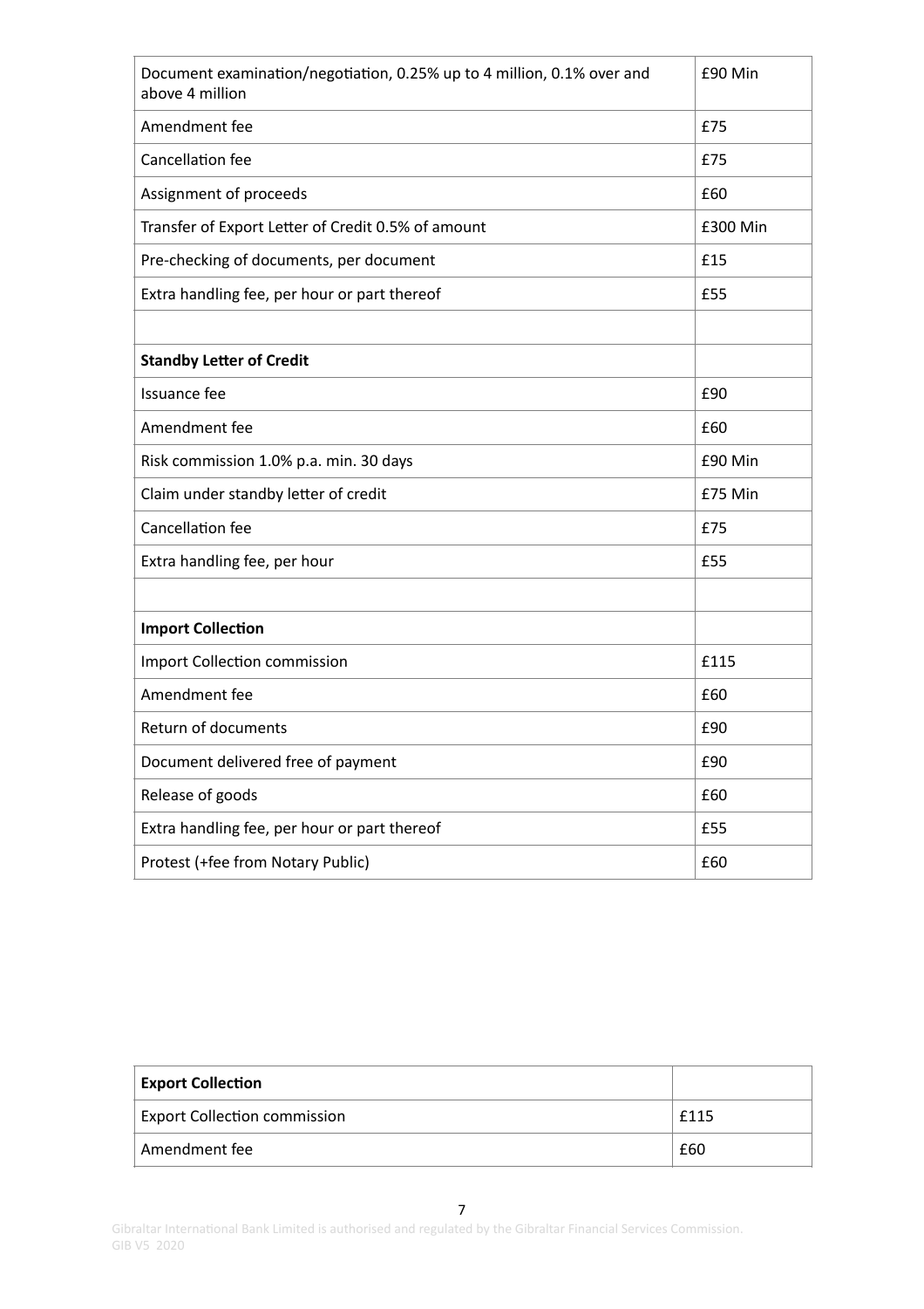| | |
|---|---|
| Document examination/negotiation, 0.25% up to 4 million, 0.1% over and above 4 million | £90 Min |
| Amendment fee | £75 |
| Cancellation fee | £75 |
| Assignment of proceeds | £60 |
| Transfer of Export Letter of Credit 0.5% of amount | £300 Min |
| Pre-checking of documents, per document | £15 |
| Extra handling fee, per hour or part thereof | £55 |
| | |
| **Standby Letter of Credit** | |
| Issuance fee | £90 |
| Amendment fee | £60 |
| Risk commission 1.0% p.a. min. 30 days | £90 Min |
| Claim under standby letter of credit | £75 Min |
| Cancellation fee | £75 |
| Extra handling fee, per hour | £55 |
| | |
| **Import Collection** | |
| Import Collection commission | £115 |
| Amendment fee | £60 |
| Return of documents | £90 |
| Document delivered free of payment | £90 |
| Release of goods | £60 |
| Extra handling fee, per hour or part thereof | £55 |
| Protest (+fee from Notary Public) | £60 |

| **Export Collection** | |
|---|---|
| Export Collection commission | £115 |
| Amendment fee | £60 |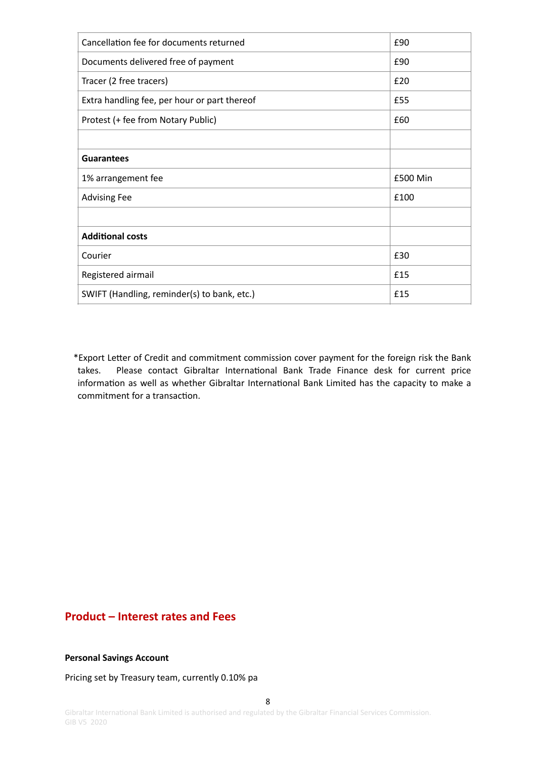| | |
|---|---|
| Cancellation fee for documents returned | £90 |
| Documents delivered free of payment | £90 |
| Tracer (2 free tracers) | £20 |
| Extra handling fee, per hour or part thereof | £55 |
| Protest (+ fee from Notary Public) | £60 |
| | |
| **Guarantees** | |
| 1% arrangement fee | £500 Min |
| Advising Fee | £100 |
| | |
| **Additional costs** | |
| Courier | £30 |
| Registered airmail | £15 |
| SWIFT (Handling, reminder(s) to bank, etc.) | £15 |

*Export Letter of Credit and commitment commission cover payment for the foreign risk the Bank takes. Please contact Gibraltar International Bank Trade Finance desk for current price information as well as whether Gibraltar International Bank Limited has the capacity to make a commitment for a transaction.

## Product – Interest rates and Fees

**Personal Savings Account**

Pricing set by Treasury team, currently 0.10% pa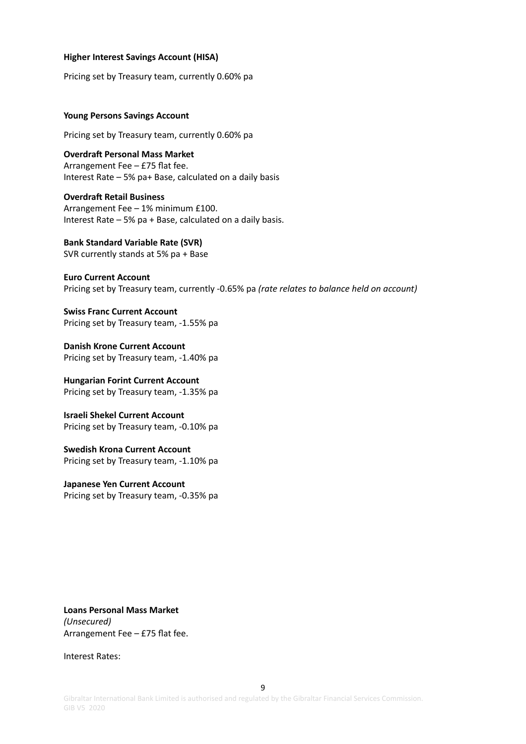**Higher Interest Savings Account (HISA)**

Pricing set by Treasury team, currently 0.60% pa

**Young Persons Savings Account**

Pricing set by Treasury team, currently 0.60% pa

**Overdraft Personal Mass Market**
Arrangement Fee – £75 flat fee.
Interest Rate – 5% pa+ Base, calculated on a daily basis

**Overdraft Retail Business**
Arrangement Fee – 1% minimum £100.
Interest Rate – 5% pa + Base, calculated on a daily basis.

**Bank Standard Variable Rate (SVR)**
SVR currently stands at 5% pa + Base

**Euro Current Account**
Pricing set by Treasury team, currently -0.65% pa *(rate relates to balance held on account)*

**Swiss Franc Current Account**
Pricing set by Treasury team, -1.55% pa

**Danish Krone Current Account**
Pricing set by Treasury team, -1.40% pa

**Hungarian Forint Current Account**
Pricing set by Treasury team, -1.35% pa

**Israeli Shekel Current Account**
Pricing set by Treasury team, -0.10% pa

**Swedish Krona Current Account**
Pricing set by Treasury team, -1.10% pa

**Japanese Yen Current Account**
Pricing set by Treasury team, -0.35% pa

**Loans Personal Mass Market**
*(Unsecured)*
Arrangement Fee – £75 flat fee.

Interest Rates: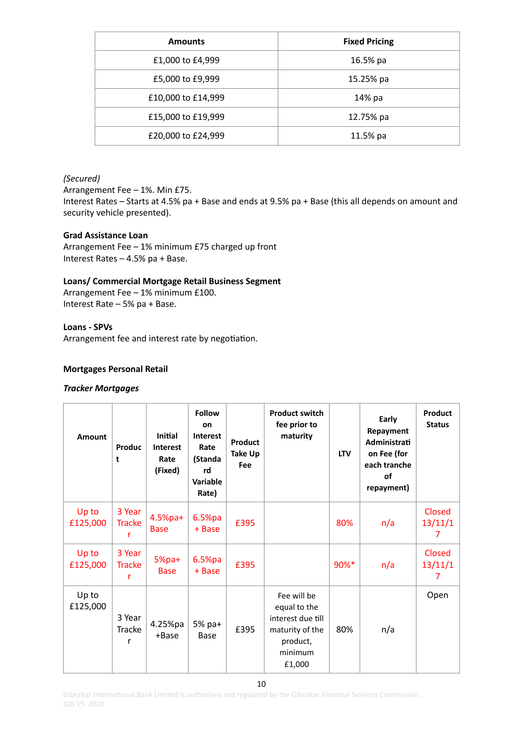| Amounts | Fixed Pricing |
|---|---|
| £1,000 to £4,999 | 16.5% pa |
| £5,000 to £9,999 | 15.25% pa |
| £10,000 to £14,999 | 14% pa |
| £15,000 to £19,999 | 12.75% pa |
| £20,000 to £24,999 | 11.5% pa |

*(Secured)*
Arrangement Fee – 1%. Min £75.
Interest Rates – Starts at 4.5% pa + Base and ends at 9.5% pa + Base (this all depends on amount and security vehicle presented).

**Grad Assistance Loan**
Arrangement Fee – 1% minimum £75 charged up front
Interest Rates – 4.5% pa + Base.

**Loans/ Commercial Mortgage Retail Business Segment**
Arrangement Fee – 1% minimum £100.
Interest Rate – 5% pa + Base.

**Loans - SPVs**
Arrangement fee and interest rate by negotiation.

**Mortgages Personal Retail**

***Tracker Mortgages***

| Amount | Product | Initial Interest Rate (Fixed) | Follow on Interest Rate (Standard Variable Rate) | Product Take Up Fee | Product switch fee prior to maturity | LTV | Early Repayment Administration Fee (for each tranche of repayment) | Product Status |
|---|---|---|---|---|---|---|---|---|
| Up to £125,000 | 3 Year Tracker | 4.5%pa+ Base | 6.5%pa + Base | £395 | | 80% | n/a | Closed 13/11/17 |
| Up to £125,000 | 3 Year Tracker | 5%pa+ Base | 6.5%pa + Base | £395 | | 90%* | n/a | Closed 13/11/17 |
| Up to £125,000 | 3 Year Tracker | 4.25%pa +Base | 5% pa+ Base | £395 | Fee will be equal to the interest due till maturity of the product, minimum £1,000 | 80% | n/a | Open |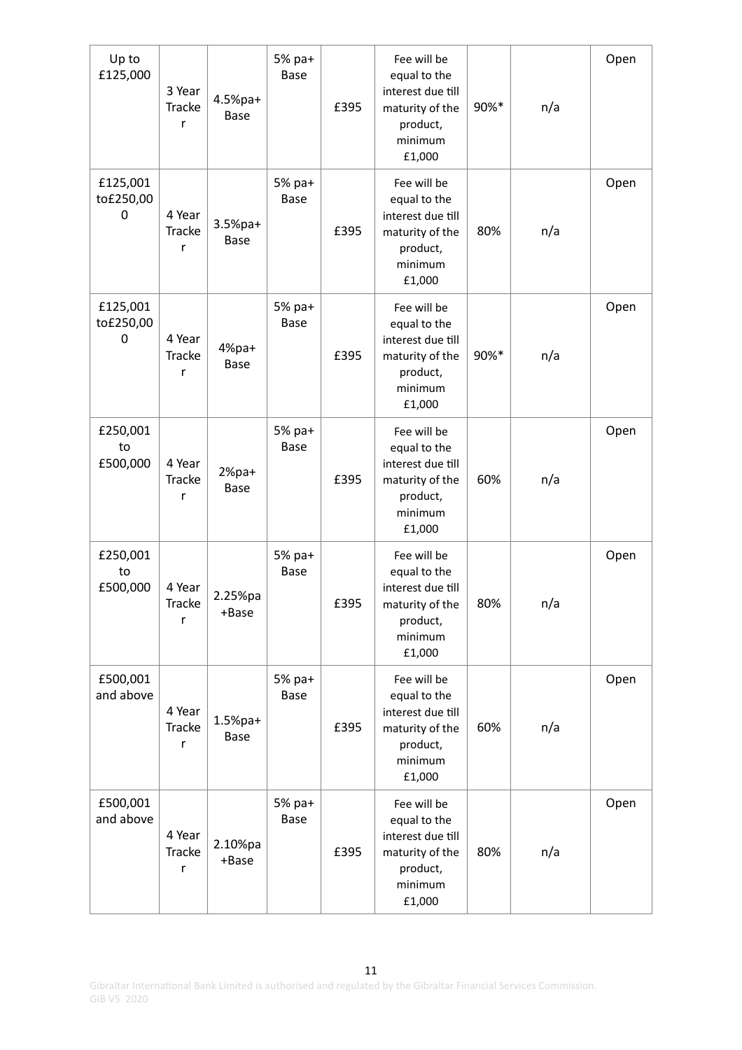| Up to £125,000 | 3 Year Tracker | 4.5%pa+ Base | 5% pa+ Base | £395 | Fee will be equal to the interest due till maturity of the product, minimum £1,000 | 90%* | n/a | Open |
|---|---|---|---|---|---|---|---|---|
| £125,001 to£250,000 | 4 Year Tracker | 3.5%pa+ Base | 5% pa+ Base | £395 | Fee will be equal to the interest due till maturity of the product, minimum £1,000 | 80% | n/a | Open |
| £125,001 to£250,000 | 4 Year Tracker | 4%pa+ Base | 5% pa+ Base | £395 | Fee will be equal to the interest due till maturity of the product, minimum £1,000 | 90%* | n/a | Open |
| £250,001 to £500,000 | 4 Year Tracker | 2%pa+ Base | 5% pa+ Base | £395 | Fee will be equal to the interest due till maturity of the product, minimum £1,000 | 60% | n/a | Open |
| £250,001 to £500,000 | 4 Year Tracker | 2.25%pa +Base | 5% pa+ Base | £395 | Fee will be equal to the interest due till maturity of the product, minimum £1,000 | 80% | n/a | Open |
| £500,001 and above | 4 Year Tracker | 1.5%pa+ Base | 5% pa+ Base | £395 | Fee will be equal to the interest due till maturity of the product, minimum £1,000 | 60% | n/a | Open |
| £500,001 and above | 4 Year Tracker | 2.10%pa +Base | 5% pa+ Base | £395 | Fee will be equal to the interest due till maturity of the product, minimum £1,000 | 80% | n/a | Open |

Gibraltar International Bank Limited is authorised and regulated by the Gibraltar Financial Services Commission.
GIB V5 2020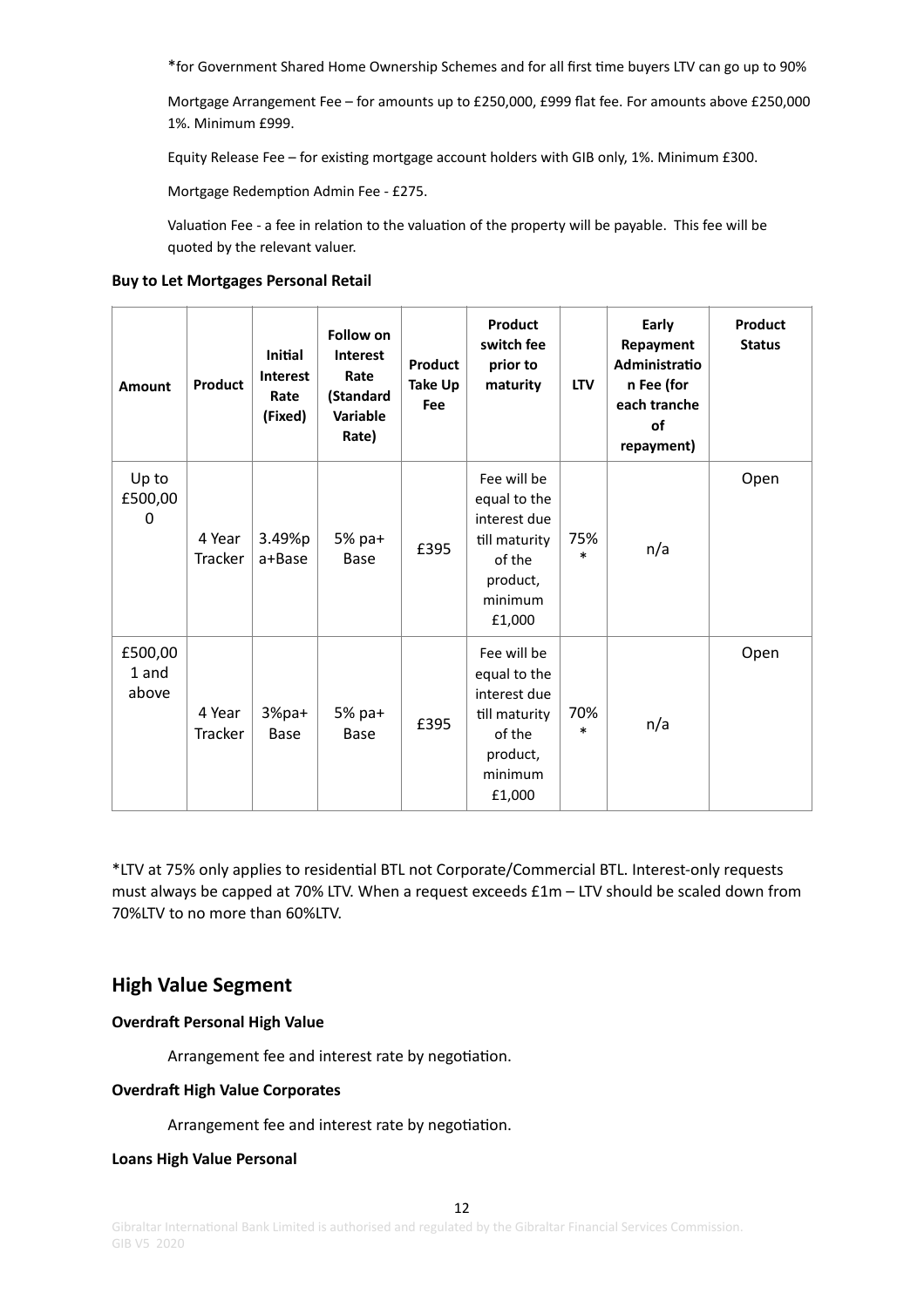*for Government Shared Home Ownership Schemes and for all first time buyers LTV can go up to 90%

Mortgage Arrangement Fee – for amounts up to £250,000, £999 flat fee. For amounts above £250,000 1%. Minimum £999.

Equity Release Fee – for existing mortgage account holders with GIB only, 1%. Minimum £300.

Mortgage Redemption Admin Fee - £275.

Valuation Fee - a fee in relation to the valuation of the property will be payable. This fee will be quoted by the relevant valuer.

**Buy to Let Mortgages Personal Retail**

| Amount | Product | Initial Interest Rate (Fixed) | Follow on Interest Rate (Standard Variable Rate) | Product Take Up Fee | Product switch fee prior to maturity | LTV | Early Repayment Administration Fee (for each tranche of repayment) | Product Status |
|---|---|---|---|---|---|---|---|---|
| Up to £500,000 | 4 Year Tracker | 3.49%pa+Base | 5% pa+ Base | £395 | Fee will be equal to the interest due till maturity of the product, minimum £1,000 | 75% * | n/a | Open |
| £500,001 and above | 4 Year Tracker | 3%pa+ Base | 5% pa+ Base | £395 | Fee will be equal to the interest due till maturity of the product, minimum £1,000 | 70% * | n/a | Open |

*LTV at 75% only applies to residential BTL not Corporate/Commercial BTL. Interest-only requests must always be capped at 70% LTV. When a request exceeds £1m – LTV should be scaled down from 70%LTV to no more than 60%LTV.

## High Value Segment

**Overdraft Personal High Value**

Arrangement fee and interest rate by negotiation.

**Overdraft High Value Corporates**

Arrangement fee and interest rate by negotiation.

**Loans High Value Personal**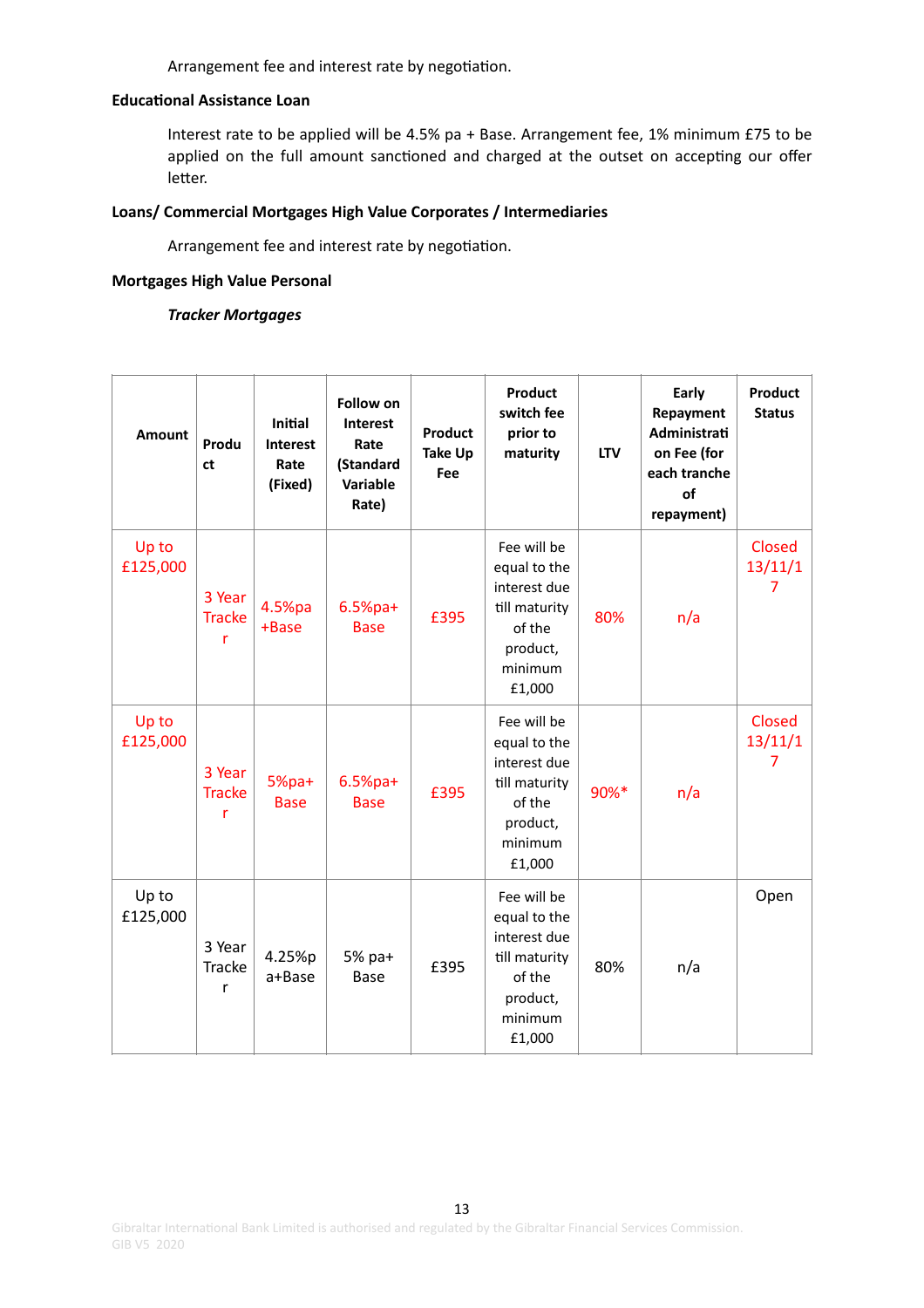Arrangement fee and interest rate by negotiation.

**Educational Assistance Loan**

Interest rate to be applied will be 4.5% pa + Base. Arrangement fee, 1% minimum £75 to be applied on the full amount sanctioned and charged at the outset on accepting our offer letter.

**Loans/ Commercial Mortgages High Value Corporates / Intermediaries**

Arrangement fee and interest rate by negotiation.

**Mortgages High Value Personal**

***Tracker Mortgages***

| Amount | Product | Initial Interest Rate (Fixed) | Follow on Interest Rate (Standard Variable Rate) | Product Take Up Fee | Product switch fee prior to maturity | LTV | Early Repayment Administration Fee (for each tranche of repayment) | Product Status |
|---|---|---|---|---|---|---|---|---|
| Up to £125,000 | 3 Year Tracker | 4.5%pa +Base | 6.5%pa+ Base | £395 | Fee will be equal to the interest due till maturity of the product, minimum £1,000 | 80% | n/a | Closed 13/11/17 |
| Up to £125,000 | 3 Year Tracker | 5%pa+ Base | 6.5%pa+ Base | £395 | Fee will be equal to the interest due till maturity of the product, minimum £1,000 | 90%* | n/a | Closed 13/11/17 |
| Up to £125,000 | 3 Year Tracker | 4.25%pa+Base | 5% pa+ Base | £395 | Fee will be equal to the interest due till maturity of the product, minimum £1,000 | 80% | n/a | Open |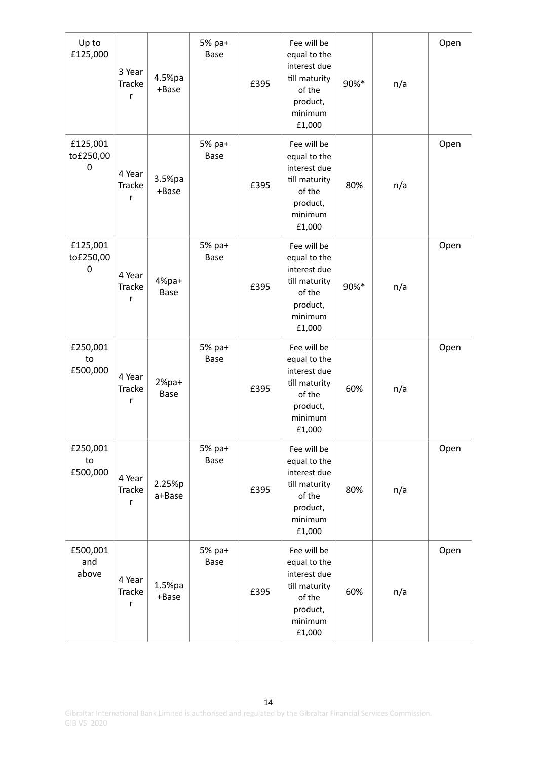| Up to £125,000 | 3 Year Tracker | 4.5%pa +Base | 5% pa+ Base | £395 | Fee will be equal to the interest due till maturity of the product, minimum £1,000 | 90%* | n/a | Open |
|---|---|---|---|---|---|---|---|---|
| £125,001 to£250,000 | 4 Year Tracker | 3.5%pa +Base | 5% pa+ Base | £395 | Fee will be equal to the interest due till maturity of the product, minimum £1,000 | 80% | n/a | Open |
| £125,001 to£250,000 | 4 Year Tracker | 4%pa+ Base | 5% pa+ Base | £395 | Fee will be equal to the interest due till maturity of the product, minimum £1,000 | 90%* | n/a | Open |
| £250,001 to £500,000 | 4 Year Tracker | 2%pa+ Base | 5% pa+ Base | £395 | Fee will be equal to the interest due till maturity of the product, minimum £1,000 | 60% | n/a | Open |
| £250,001 to £500,000 | 4 Year Tracker | 2.25%pa+Base | 5% pa+ Base | £395 | Fee will be equal to the interest due till maturity of the product, minimum £1,000 | 80% | n/a | Open |
| £500,001 and above | 4 Year Tracker | 1.5%pa +Base | 5% pa+ Base | £395 | Fee will be equal to the interest due till maturity of the product, minimum £1,000 | 60% | n/a | Open |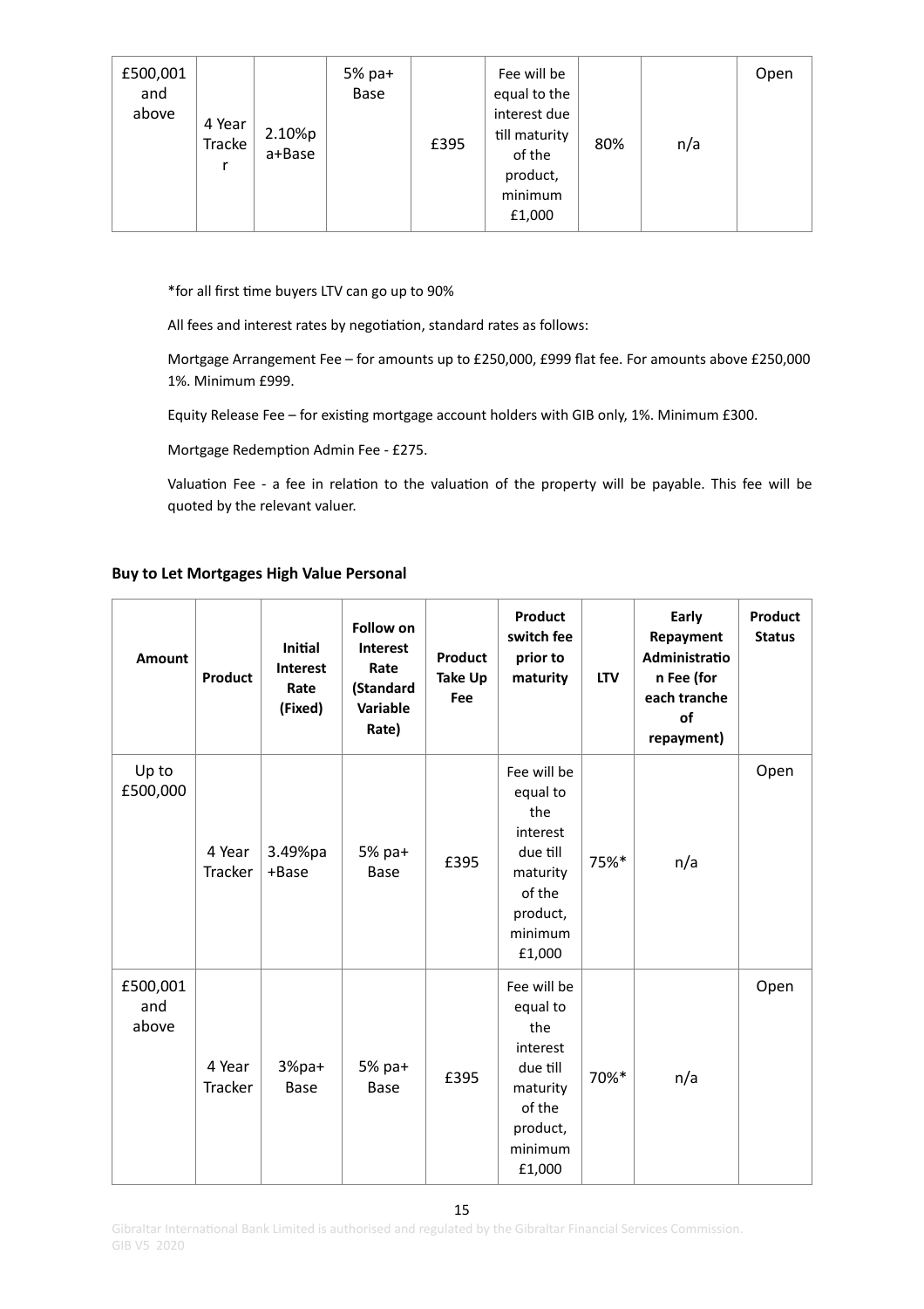| | | | | | | | | |
|---|---|---|---|---|---|---|---|---|
| £500,001 and above | 4 Year Tracker | 2.10%pa+Base | 5% pa+ Base | £395 | Fee will be equal to the interest due till maturity of the product, minimum £1,000 | 80% | n/a | Open |

*for all first time buyers LTV can go up to 90%

All fees and interest rates by negotiation, standard rates as follows:

Mortgage Arrangement Fee – for amounts up to £250,000, £999 flat fee. For amounts above £250,000 1%. Minimum £999.

Equity Release Fee – for existing mortgage account holders with GIB only, 1%. Minimum £300.

Mortgage Redemption Admin Fee - £275.

Valuation Fee - a fee in relation to the valuation of the property will be payable. This fee will be quoted by the relevant valuer.

**Buy to Let Mortgages High Value Personal**

| Amount | Product | Initial Interest Rate (Fixed) | Follow on Interest Rate (Standard Variable Rate) | Product Take Up Fee | Product switch fee prior to maturity | LTV | Early Repayment Administration Fee (for each tranche of repayment) | Product Status |
|---|---|---|---|---|---|---|---|---|
| Up to £500,000 | 4 Year Tracker | 3.49%pa +Base | 5% pa+ Base | £395 | Fee will be equal to the interest due till maturity of the product, minimum £1,000 | 75%* | n/a | Open |
| £500,001 and above | 4 Year Tracker | 3%pa+ Base | 5% pa+ Base | £395 | Fee will be equal to the interest due till maturity of the product, minimum £1,000 | 70%* | n/a | Open |

Gibraltar International Bank Limited is authorised and regulated by the Gibraltar Financial Services Commission.
GIB V5 2020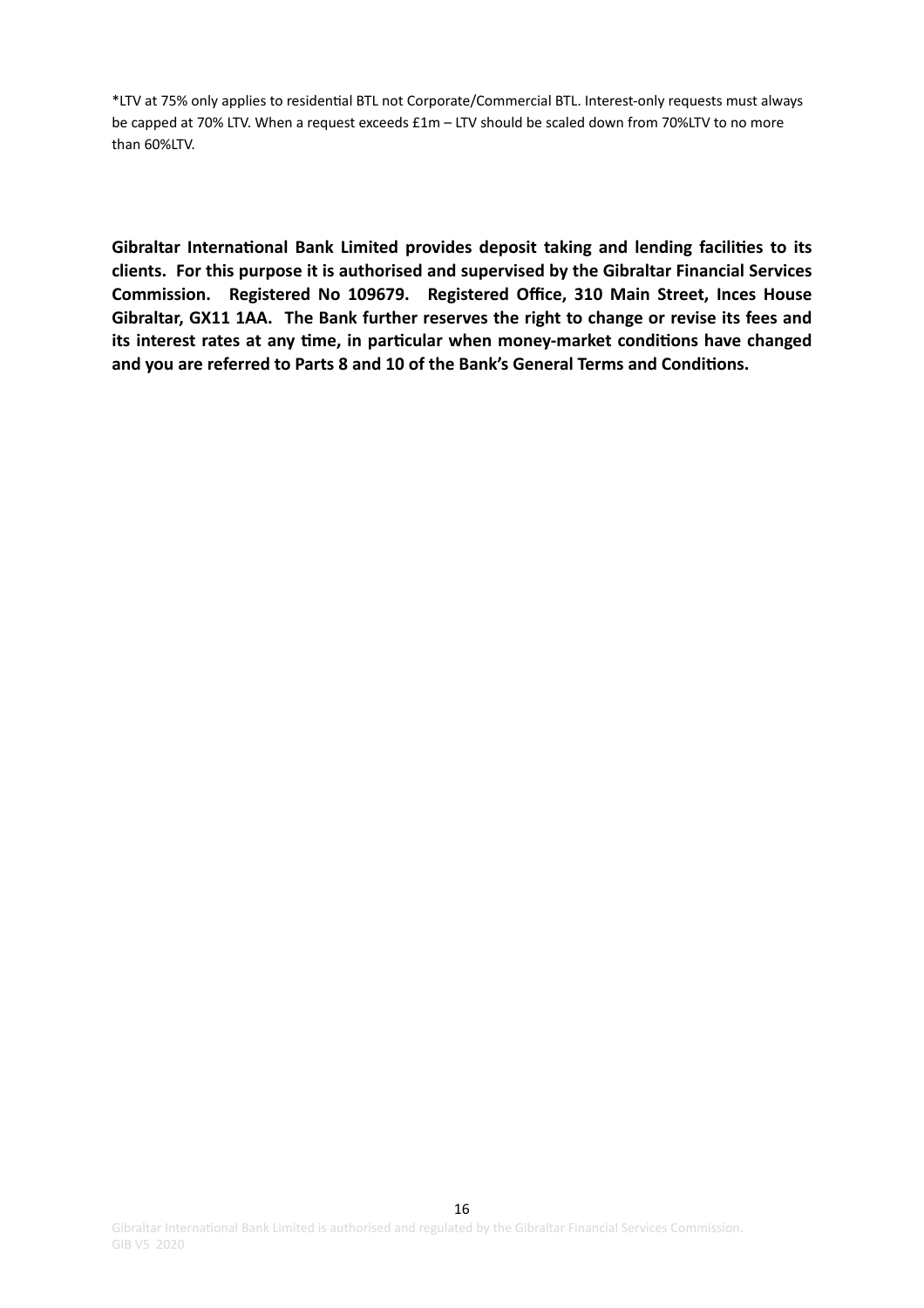*LTV at 75% only applies to residential BTL not Corporate/Commercial BTL. Interest-only requests must always be capped at 70% LTV. When a request exceeds £1m – LTV should be scaled down from 70%LTV to no more than 60%LTV.

**Gibraltar International Bank Limited provides deposit taking and lending facilities to its clients. For this purpose it is authorised and supervised by the Gibraltar Financial Services Commission. Registered No 109679. Registered Office, 310 Main Street, Inces House Gibraltar, GX11 1AA. The Bank further reserves the right to change or revise its fees and its interest rates at any time, in particular when money-market conditions have changed and you are referred to Parts 8 and 10 of the Bank's General Terms and Conditions.**